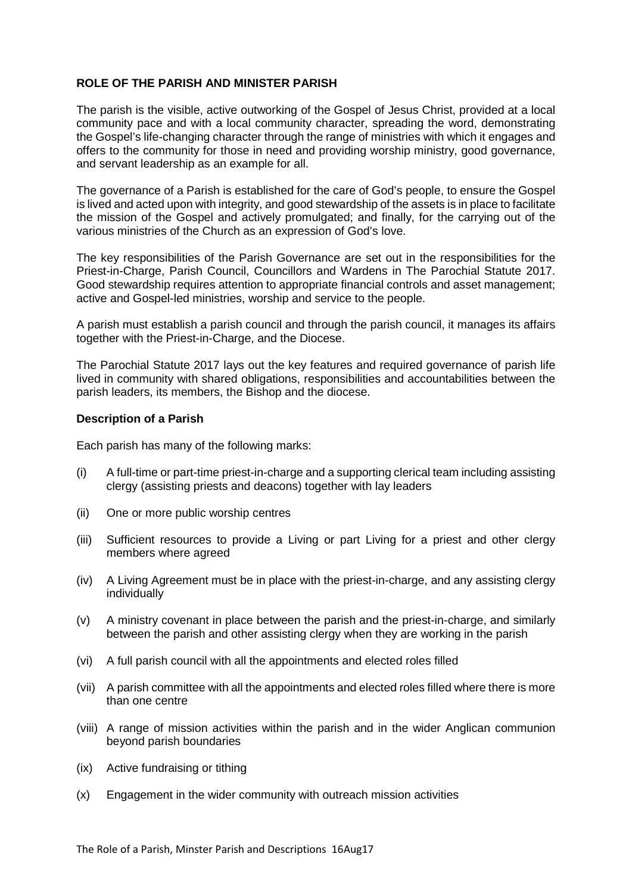**ROLE OF THE PARISH AND MINISTER PARISH**

The parish is the visible, active outworking of the Gospel of Jesus Christ, provided at a local community pace and with a local community character, spreading the word, demonstrating the Gospel's life-changing character through the range of ministries with which it engages and offers to the community for those in need and providing worship ministry, good governance, and servant leadership as an example for all.

The governance of a Parish is established for the care of God's people, to ensure the Gospel is lived and acted upon with integrity, and good stewardship of the assets is in place to facilitate the mission of the Gospel and actively promulgated; and finally, for the carrying out of the various ministries of the Church as an expression of God's love.

The key responsibilities of the Parish Governance are set out in the responsibilities for the Priest-in-Charge, Parish Council, Councillors and Wardens in The Parochial Statute 2017. Good stewardship requires attention to appropriate financial controls and asset management; active and Gospel-led ministries, worship and service to the people.

A parish must establish a parish council and through the parish council, it manages its affairs together with the Priest-in-Charge, and the Diocese.

The Parochial Statute 2017 lays out the key features and required governance of parish life lived in community with shared obligations, responsibilities and accountabilities between the parish leaders, its members, the Bishop and the diocese.

**Description of a Parish**

Each parish has many of the following marks:

(i) A full-time or part-time priest-in-charge and a supporting clerical team including assisting clergy (assisting priests and deacons) together with lay leaders

(ii) One or more public worship centres

(iii) Sufficient resources to provide a Living or part Living for a priest and other clergy members where agreed

(iv) A Living Agreement must be in place with the priest-in-charge, and any assisting clergy individually

(v) A ministry covenant in place between the parish and the priest-in-charge, and similarly between the parish and other assisting clergy when they are working in the parish

(vi) A full parish council with all the appointments and elected roles filled

(vii) A parish committee with all the appointments and elected roles filled where there is more than one centre

(viii) A range of mission activities within the parish and in the wider Anglican communion beyond parish boundaries

(ix) Active fundraising or tithing

(x) Engagement in the wider community with outreach mission activities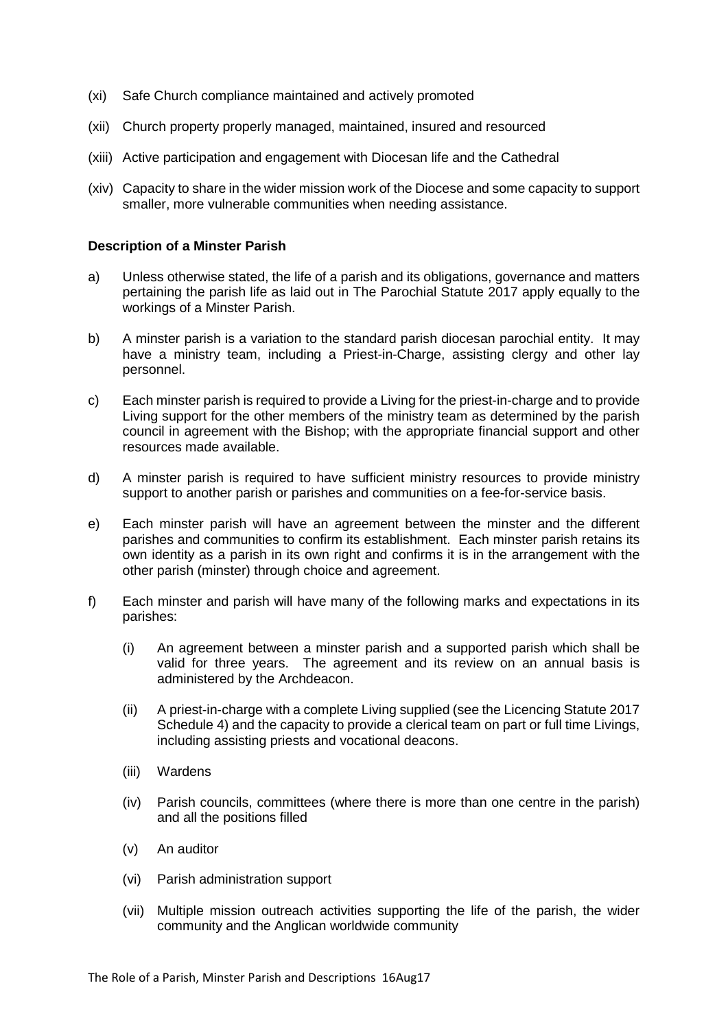(xi) Safe Church compliance maintained and actively promoted

(xii) Church property properly managed, maintained, insured and resourced

(xiii) Active participation and engagement with Diocesan life and the Cathedral

(xiv) Capacity to share in the wider mission work of the Diocese and some capacity to support smaller, more vulnerable communities when needing assistance.

**Description of a Minster Parish**

a) Unless otherwise stated, the life of a parish and its obligations, governance and matters pertaining the parish life as laid out in The Parochial Statute 2017 apply equally to the workings of a Minster Parish.

b) A minster parish is a variation to the standard parish diocesan parochial entity. It may have a ministry team, including a Priest-in-Charge, assisting clergy and other lay personnel.

c) Each minster parish is required to provide a Living for the priest-in-charge and to provide Living support for the other members of the ministry team as determined by the parish council in agreement with the Bishop; with the appropriate financial support and other resources made available.

d) A minster parish is required to have sufficient ministry resources to provide ministry support to another parish or parishes and communities on a fee-for-service basis.

e) Each minster parish will have an agreement between the minster and the different parishes and communities to confirm its establishment. Each minster parish retains its own identity as a parish in its own right and confirms it is in the arrangement with the other parish (minster) through choice and agreement.

f) Each minster and parish will have many of the following marks and expectations in its parishes:

   (i) An agreement between a minster parish and a supported parish which shall be valid for three years. The agreement and its review on an annual basis is administered by the Archdeacon.

   (ii) A priest-in-charge with a complete Living supplied (see the Licencing Statute 2017 Schedule 4) and the capacity to provide a clerical team on part or full time Livings, including assisting priests and vocational deacons.

   (iii) Wardens

   (iv) Parish councils, committees (where there is more than one centre in the parish) and all the positions filled

   (v) An auditor

   (vi) Parish administration support

   (vii) Multiple mission outreach activities supporting the life of the parish, the wider community and the Anglican worldwide community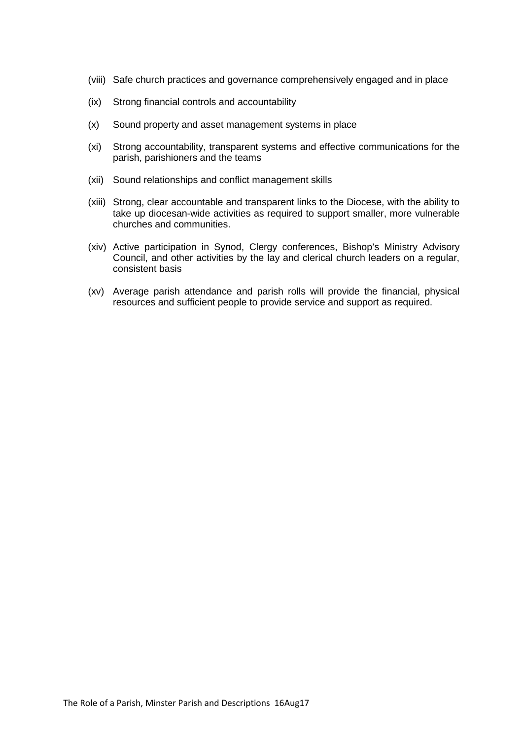(viii) Safe church practices and governance comprehensively engaged and in place

(ix) Strong financial controls and accountability

(x) Sound property and asset management systems in place

(xi) Strong accountability, transparent systems and effective communications for the parish, parishioners and the teams

(xii) Sound relationships and conflict management skills

(xiii) Strong, clear accountable and transparent links to the Diocese, with the ability to take up diocesan-wide activities as required to support smaller, more vulnerable churches and communities.

(xiv) Active participation in Synod, Clergy conferences, Bishop's Ministry Advisory Council, and other activities by the lay and clerical church leaders on a regular, consistent basis

(xv) Average parish attendance and parish rolls will provide the financial, physical resources and sufficient people to provide service and support as required.